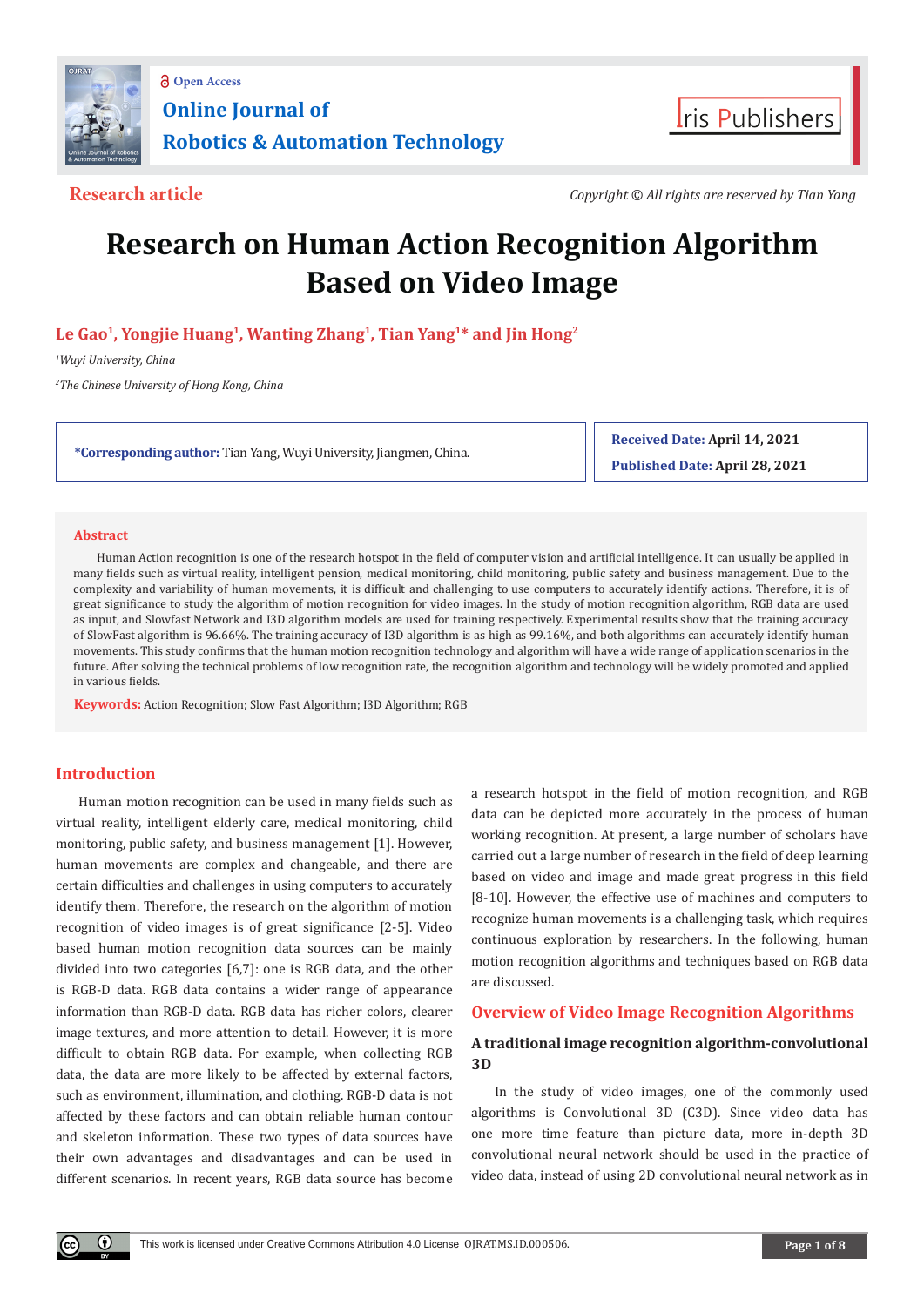Open Access

# Online Journal of Robotics & Automation Technology

Iris Publishers

**Research article**

*Copyright © All rights are reserved by Tian Yang*

# Research on Human Action Recognition Algorithm Based on Video Image

**Le Gao[1], Yongjie Huang[1], Wanting Zhang[1], Tian Yang[1]* and Jin Hong[2]**

*[1]Wuyi University, China*

*[2]The Chinese University of Hong Kong, China*

**\*Corresponding author:** Tian Yang, Wuyi University, Jiangmen, China.

**Received Date:** April 14, 2021

**Published Date:** April 28, 2021

## Abstract

Human Action recognition is one of the research hotspot in the field of computer vision and artificial intelligence. It can usually be applied in many fields such as virtual reality, intelligent pension, medical monitoring, child monitoring, public safety and business management. Due to the complexity and variability of human movements, it is difficult and challenging to use computers to accurately identify actions. Therefore, it is of great significance to study the algorithm of motion recognition for video images. In the study of motion recognition algorithm, RGB data are used as input, and Slowfast Network and I3D algorithm models are used for training respectively. Experimental results show that the training accuracy of SlowFast algorithm is 96.66%. The training accuracy of I3D algorithm is as high as 99.16%, and both algorithms can accurately identify human movements. This study confirms that the human motion recognition technology and algorithm will have a wide range of application scenarios in the future. After solving the technical problems of low recognition rate, the recognition algorithm and technology will be widely promoted and applied in various fields.

**Keywords:** Action Recognition; Slow Fast Algorithm; I3D Algorithm; RGB

## Introduction

Human motion recognition can be used in many fields such as virtual reality, intelligent elderly care, medical monitoring, child monitoring, public safety, and business management [1]. However, human movements are complex and changeable, and there are certain difficulties and challenges in using computers to accurately identify them. Therefore, the research on the algorithm of motion recognition of video images is of great significance [2-5]. Video based human motion recognition data sources can be mainly divided into two categories [6,7]: one is RGB data, and the other is RGB-D data. RGB data contains a wider range of appearance information than RGB-D data. RGB data has richer colors, clearer image textures, and more attention to detail. However, it is more difficult to obtain RGB data. For example, when collecting RGB data, the data are more likely to be affected by external factors, such as environment, illumination, and clothing. RGB-D data is not affected by these factors and can obtain reliable human contour and skeleton information. These two types of data sources have their own advantages and disadvantages and can be used in different scenarios. In recent years, RGB data source has become a research hotspot in the field of motion recognition, and RGB data can be depicted more accurately in the process of human working recognition. At present, a large number of scholars have carried out a large number of research in the field of deep learning based on video and image and made great progress in this field [8-10]. However, the effective use of machines and computers to recognize human movements is a challenging task, which requires continuous exploration by researchers. In the following, human motion recognition algorithms and techniques based on RGB data are discussed.

## Overview of Video Image Recognition Algorithms

### A traditional image recognition algorithm-convolutional 3D

In the study of video images, one of the commonly used algorithms is Convolutional 3D (C3D). Since video data has one more time feature than picture data, more in-depth 3D convolutional neural network should be used in the practice of video data, instead of using 2D convolutional neural network as in

This work is licensed under Creative Commons Attribution 4.0 License | OJRAT.MS.ID.000506.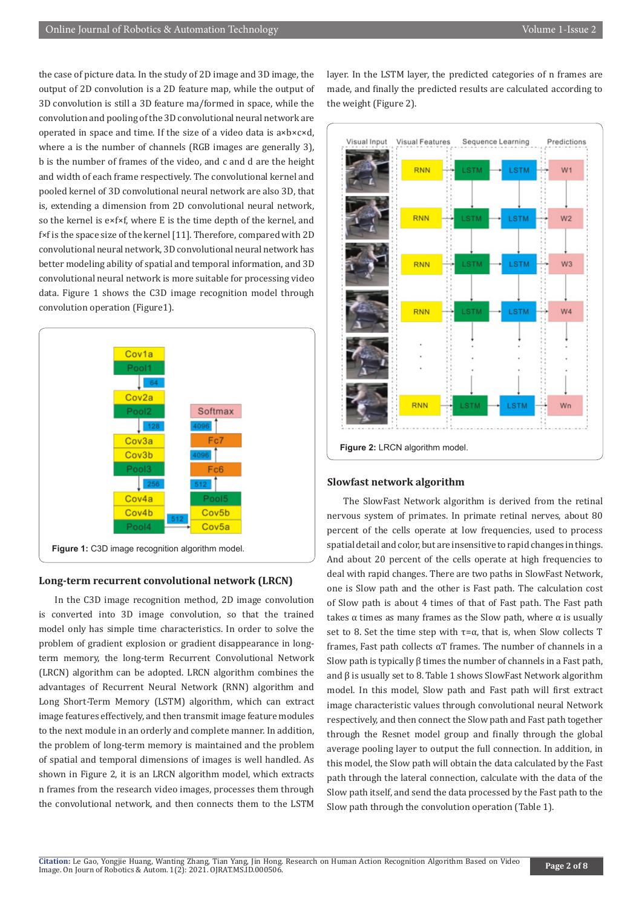the case of picture data. In the study of 2D image and 3D image, the output of 2D convolution is a 2D feature map, while the output of 3D convolution is still a 3D feature ma/formed in space, while the convolution and pooling of the 3D convolutional neural network are operated in space and time. If the size of a video data is a×b×c×d, where a is the number of channels (RGB images are generally 3), b is the number of frames of the video, c and d are the height and width of each frame respectively. The convolutional kernel and pooled kernel of 3D convolutional neural network are also 3D, that is, extending a dimension from 2D convolutional neural network, so the kernel is e×f×f, where E is the time depth of the kernel, and f×f is the space size of the kernel [11]. Therefore, compared with 2D convolutional neural network, 3D convolutional neural network has better modeling ability of spatial and temporal information, and 3D convolutional neural network is more suitable for processing video data. Figure 1 shows the C3D image recognition model through convolution operation (Figure1).

**Figure 1:** C3D image recognition algorithm model.

### Long-term recurrent convolutional network (LRCN)

In the C3D image recognition method, 2D image convolution is converted into 3D image convolution, so that the trained model only has simple time characteristics. In order to solve the problem of gradient explosion or gradient disappearance in long-term memory, the long-term Recurrent Convolutional Network (LRCN) algorithm can be adopted. LRCN algorithm combines the advantages of Recurrent Neural Network (RNN) algorithm and Long Short-Term Memory (LSTM) algorithm, which can extract image features effectively, and then transmit image feature modules to the next module in an orderly and complete manner. In addition, the problem of long-term memory is maintained and the problem of spatial and temporal dimensions of images is well handled. As shown in Figure 2, it is an LRCN algorithm model, which extracts n frames from the research video images, processes them through the convolutional network, and then connects them to the LSTM layer. In the LSTM layer, the predicted categories of n frames are made, and finally the predicted results are calculated according to the weight (Figure 2).

**Figure 2:** LRCN algorithm model.

### Slowfast network algorithm

The SlowFast Network algorithm is derived from the retinal nervous system of primates. In primate retinal nerves, about 80 percent of the cells operate at low frequencies, used to process spatial detail and color, but are insensitive to rapid changes in things. And about 20 percent of the cells operate at high frequencies to deal with rapid changes. There are two paths in SlowFast Network, one is Slow path and the other is Fast path. The calculation cost of Slow path is about 4 times of that of Fast path. The Fast path takes α times as many frames as the Slow path, where α is usually set to 8. Set the time step with τ=α, that is, when Slow collects T frames, Fast path collects αT frames. The number of channels in a Slow path is typically β times the number of channels in a Fast path, and β is usually set to 8. Table 1 shows SlowFast Network algorithm model. In this model, Slow path and Fast path will first extract image characteristic values through convolutional neural Network respectively, and then connect the Slow path and Fast path together through the Resnet model group and finally through the global average pooling layer to output the full connection. In addition, in this model, the Slow path will obtain the data calculated by the Fast path through the lateral connection, calculate with the data of the Slow path itself, and send the data processed by the Fast path to the Slow path through the convolution operation (Table 1).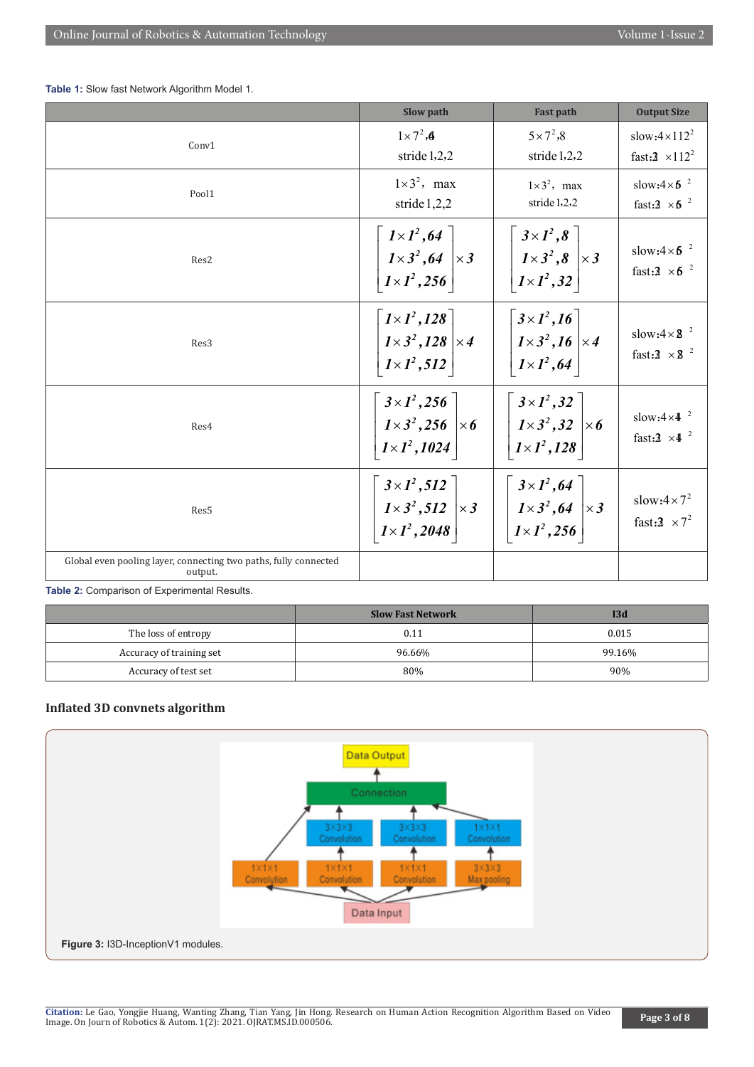Table 1: Slow fast Network Algorithm Model 1.

|  | Slow path | Fast path | Output Size |
|---|---|---|---|
| Conv1 | $1\times7^2,64$ stride 1,2,2 | $5\times7^2,8$ stride 1,2,2 | slow:$4\times112^2$ fast:$32\times112^2$ |
| Pool1 | $1\times3^2$, max stride 1,2,2 | $1\times3^2$, max stride 1,2,2 | slow:$4\times56^2$ fast:$32\times56^2$ |
| Res2 | $\begin{bmatrix}1\times1^2,64\\1\times3^2,64\\1\times1^2,256\end{bmatrix}\times3$ | $\begin{bmatrix}3\times1^2,8\\1\times3^2,8\\1\times1^2,32\end{bmatrix}\times3$ | slow:$4\times56^2$ fast:$32\times56^2$ |
| Res3 | $\begin{bmatrix}1\times1^2,128\\1\times3^2,128\\1\times1^2,512\end{bmatrix}\times4$ | $\begin{bmatrix}3\times1^2,16\\1\times3^2,16\\1\times1^2,64\end{bmatrix}\times4$ | slow:$4\times28^2$ fast:$32\times28^2$ |
| Res4 | $\begin{bmatrix}3\times1^2,256\\1\times3^2,256\\1\times1^2,1024\end{bmatrix}\times6$ | $\begin{bmatrix}3\times1^2,32\\1\times3^2,32\\1\times1^2,128\end{bmatrix}\times6$ | slow:$4\times14^2$ fast:$32\times14^2$ |
| Res5 | $\begin{bmatrix}3\times1^2,512\\1\times3^2,512\\1\times1^2,2048\end{bmatrix}\times3$ | $\begin{bmatrix}3\times1^2,64\\1\times3^2,64\\1\times1^2,256\end{bmatrix}\times3$ | slow:$4\times7^2$ fast:$32\times7^2$ |
| Global even pooling layer, connecting two paths, fully connected output. |  |  |  |

Table 2: Comparison of Experimental Results.

|  | Slow Fast Network | I3d |
|---|---|---|
| The loss of entropy | 0.11 | 0.015 |
| Accuracy of training set | 96.66% | 99.16% |
| Accuracy of test set | 80% | 90% |

### Inflated 3D convnets algorithm

Figure 3: I3D-InceptionV1 modules.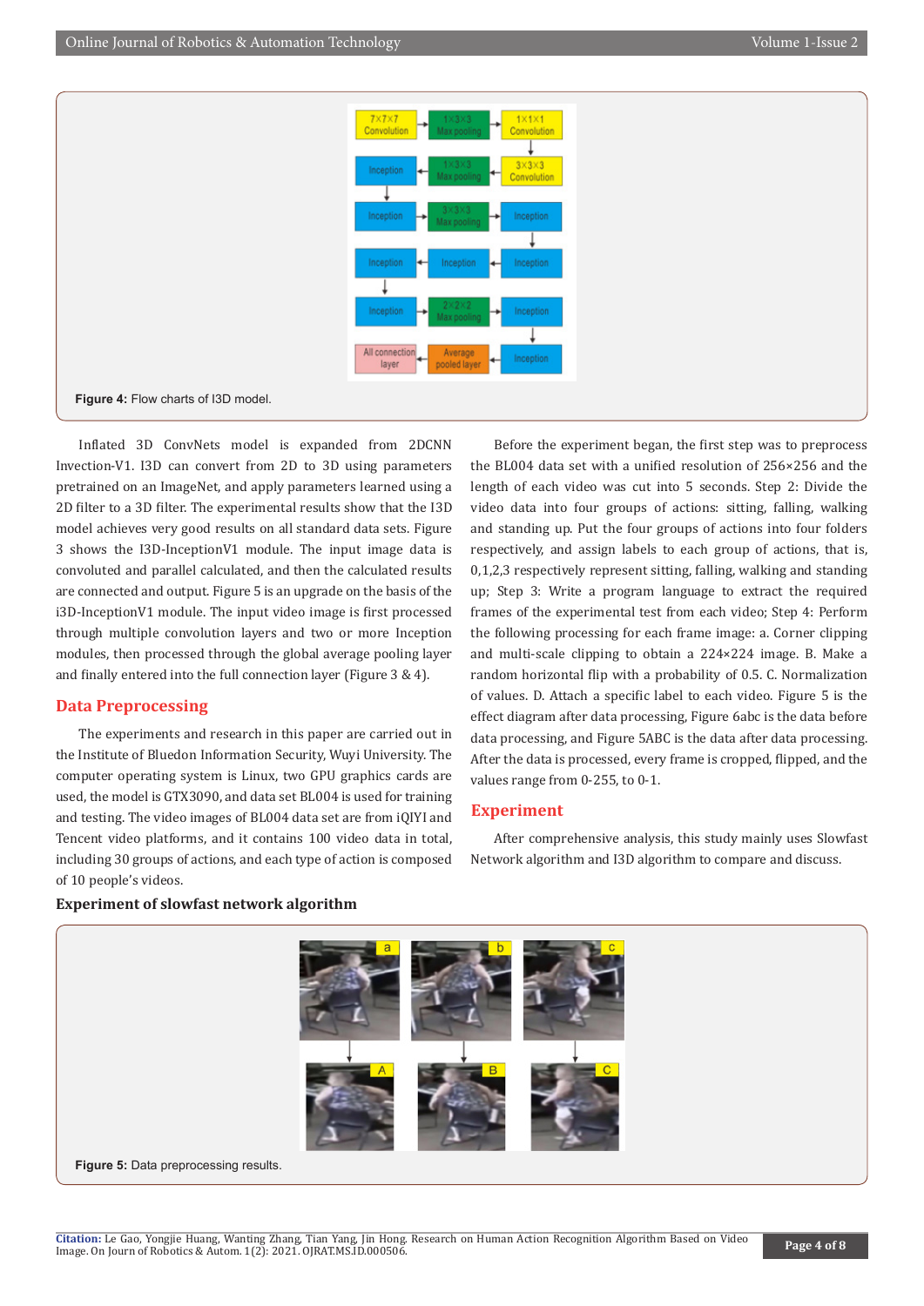Figure 4: Flow charts of I3D model.

Inflated 3D ConvNets model is expanded from 2DCNN Invection-V1. I3D can convert from 2D to 3D using parameters pretrained on an ImageNet, and apply parameters learned using a 2D filter to a 3D filter. The experimental results show that the I3D model achieves very good results on all standard data sets. Figure 3 shows the I3D-InceptionV1 module. The input image data is convoluted and parallel calculated, and then the calculated results are connected and output. Figure 5 is an upgrade on the basis of the i3D-InceptionV1 module. The input video image is first processed through multiple convolution layers and two or more Inception modules, then processed through the global average pooling layer and finally entered into the full connection layer (Figure 3 & 4).

## Data Preprocessing

The experiments and research in this paper are carried out in the Institute of Bluedon Information Security, Wuyi University. The computer operating system is Linux, two GPU graphics cards are used, the model is GTX3090, and data set BL004 is used for training and testing. The video images of BL004 data set are from iQIYI and Tencent video platforms, and it contains 100 video data in total, including 30 groups of actions, and each type of action is composed of 10 people's videos.

Before the experiment began, the first step was to preprocess the BL004 data set with a unified resolution of 256×256 and the length of each video was cut into 5 seconds. Step 2: Divide the video data into four groups of actions: sitting, falling, walking and standing up. Put the four groups of actions into four folders respectively, and assign labels to each group of actions, that is, 0,1,2,3 respectively represent sitting, falling, walking and standing up; Step 3: Write a program language to extract the required frames of the experimental test from each video; Step 4: Perform the following processing for each frame image: a. Corner clipping and multi-scale clipping to obtain a 224×224 image. B. Make a random horizontal flip with a probability of 0.5. C. Normalization of values. D. Attach a specific label to each video. Figure 5 is the effect diagram after data processing, Figure 6abc is the data before data processing, and Figure 5ABC is the data after data processing. After the data is processed, every frame is cropped, flipped, and the values range from 0-255, to 0-1.

## Experiment

After comprehensive analysis, this study mainly uses Slowfast Network algorithm and I3D algorithm to compare and discuss.

### Experiment of slowfast network algorithm

Figure 5: Data preprocessing results.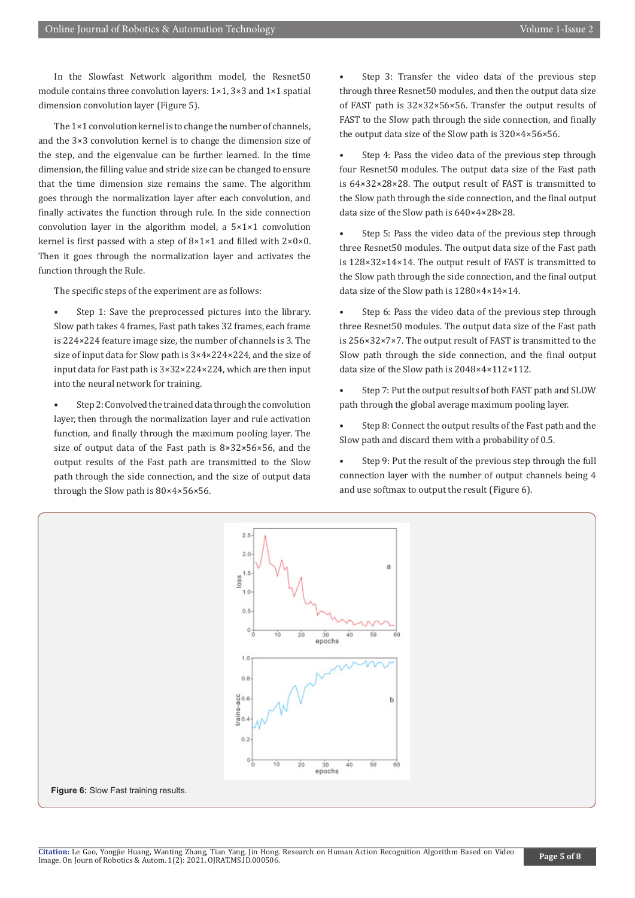In the Slowfast Network algorithm model, the Resnet50 module contains three convolution layers: 1×1, 3×3 and 1×1 spatial dimension convolution layer (Figure 5).

The 1×1 convolution kernel is to change the number of channels, and the 3×3 convolution kernel is to change the dimension size of the step, and the eigenvalue can be further learned. In the time dimension, the filling value and stride size can be changed to ensure that the time dimension size remains the same. The algorithm goes through the normalization layer after each convolution, and finally activates the function through rule. In the side connection convolution layer in the algorithm model, a 5×1×1 convolution kernel is first passed with a step of 8×1×1 and filled with 2×0×0. Then it goes through the normalization layer and activates the function through the Rule.

The specific steps of the experiment are as follows:

- Step 1: Save the preprocessed pictures into the library. Slow path takes 4 frames, Fast path takes 32 frames, each frame is 224×224 feature image size, the number of channels is 3. The size of input data for Slow path is 3×4×224×224, and the size of input data for Fast path is 3×32×224×224, which are then input into the neural network for training.
- Step 2: Convolved the trained data through the convolution layer, then through the normalization layer and rule activation function, and finally through the maximum pooling layer. The size of output data of the Fast path is 8×32×56×56, and the output results of the Fast path are transmitted to the Slow path through the side connection, and the size of output data through the Slow path is 80×4×56×56.
- Step 3: Transfer the video data of the previous step through three Resnet50 modules, and then the output data size of FAST path is 32×32×56×56. Transfer the output results of FAST to the Slow path through the side connection, and finally the output data size of the Slow path is 320×4×56×56.
- Step 4: Pass the video data of the previous step through four Resnet50 modules. The output data size of the Fast path is 64×32×28×28. The output result of FAST is transmitted to the Slow path through the side connection, and the final output data size of the Slow path is 640×4×28×28.
- Step 5: Pass the video data of the previous step through three Resnet50 modules. The output data size of the Fast path is 128×32×14×14. The output result of FAST is transmitted to the Slow path through the side connection, and the final output data size of the Slow path is 1280×4×14×14.
- Step 6: Pass the video data of the previous step through three Resnet50 modules. The output data size of the Fast path is 256×32×7×7. The output result of FAST is transmitted to the Slow path through the side connection, and the final output data size of the Slow path is 2048×4×112×112.
- Step 7: Put the output results of both FAST path and SLOW path through the global average maximum pooling layer.
- Step 8: Connect the output results of the Fast path and the Slow path and discard them with a probability of 0.5.
- Step 9: Put the result of the previous step through the full connection layer with the number of output channels being 4 and use softmax to output the result (Figure 6).

**Figure 6:** Slow Fast training results.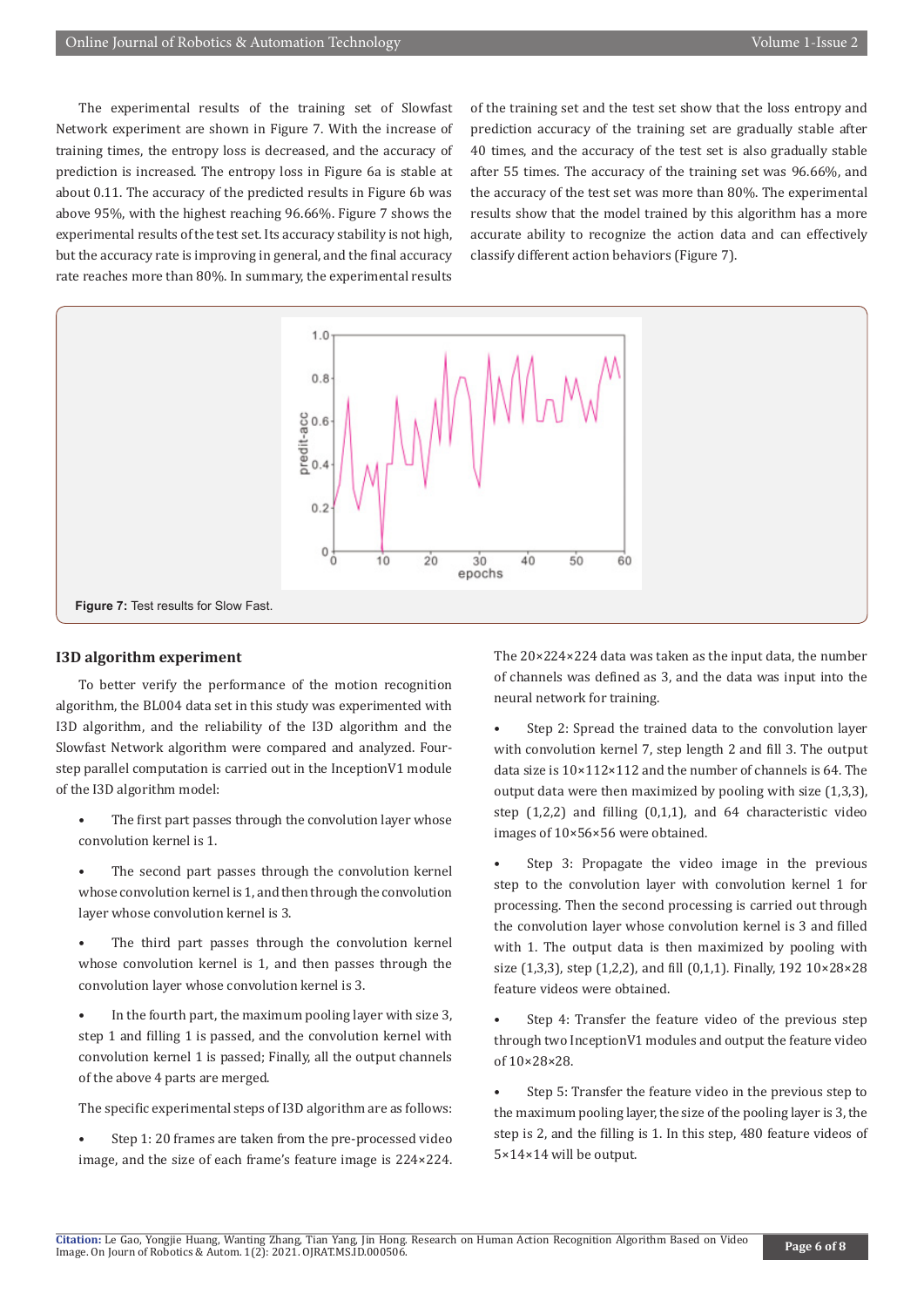The experimental results of the training set of Slowfast Network experiment are shown in Figure 7. With the increase of training times, the entropy loss is decreased, and the accuracy of prediction is increased. The entropy loss in Figure 6a is stable at about 0.11. The accuracy of the predicted results in Figure 6b was above 95%, with the highest reaching 96.66%. Figure 7 shows the experimental results of the test set. Its accuracy stability is not high, but the accuracy rate is improving in general, and the final accuracy rate reaches more than 80%. In summary, the experimental results of the training set and the test set show that the loss entropy and prediction accuracy of the training set are gradually stable after 40 times, and the accuracy of the test set is also gradually stable after 55 times. The accuracy of the training set was 96.66%, and the accuracy of the test set was more than 80%. The experimental results show that the model trained by this algorithm has a more accurate ability to recognize the action data and can effectively classify different action behaviors (Figure 7).

**Figure 7:** Test results for Slow Fast.

### I3D algorithm experiment

To better verify the performance of the motion recognition algorithm, the BL004 data set in this study was experimented with I3D algorithm, and the reliability of the I3D algorithm and the Slowfast Network algorithm were compared and analyzed. Four-step parallel computation is carried out in the InceptionV1 module of the I3D algorithm model:

- The first part passes through the convolution layer whose convolution kernel is 1.
- The second part passes through the convolution kernel whose convolution kernel is 1, and then through the convolution layer whose convolution kernel is 3.
- The third part passes through the convolution kernel whose convolution kernel is 1, and then passes through the convolution layer whose convolution kernel is 3.
- In the fourth part, the maximum pooling layer with size 3, step 1 and filling 1 is passed, and the convolution kernel with convolution kernel 1 is passed; Finally, all the output channels of the above 4 parts are merged.

The specific experimental steps of I3D algorithm are as follows:

- Step 1: 20 frames are taken from the pre-processed video image, and the size of each frame's feature image is 224×224. The 20×224×224 data was taken as the input data, the number of channels was defined as 3, and the data was input into the neural network for training.
- Step 2: Spread the trained data to the convolution layer with convolution kernel 7, step length 2 and fill 3. The output data size is 10×112×112 and the number of channels is 64. The output data were then maximized by pooling with size (1,3,3), step (1,2,2) and filling (0,1,1), and 64 characteristic video images of 10×56×56 were obtained.
- Step 3: Propagate the video image in the previous step to the convolution layer with convolution kernel 1 for processing. Then the second processing is carried out through the convolution layer whose convolution kernel is 3 and filled with 1. The output data is then maximized by pooling with size (1,3,3), step (1,2,2), and fill (0,1,1). Finally, 192 10×28×28 feature videos were obtained.
- Step 4: Transfer the feature video of the previous step through two InceptionV1 modules and output the feature video of 10×28×28.
- Step 5: Transfer the feature video in the previous step to the maximum pooling layer, the size of the pooling layer is 3, the step is 2, and the filling is 1. In this step, 480 feature videos of 5×14×14 will be output.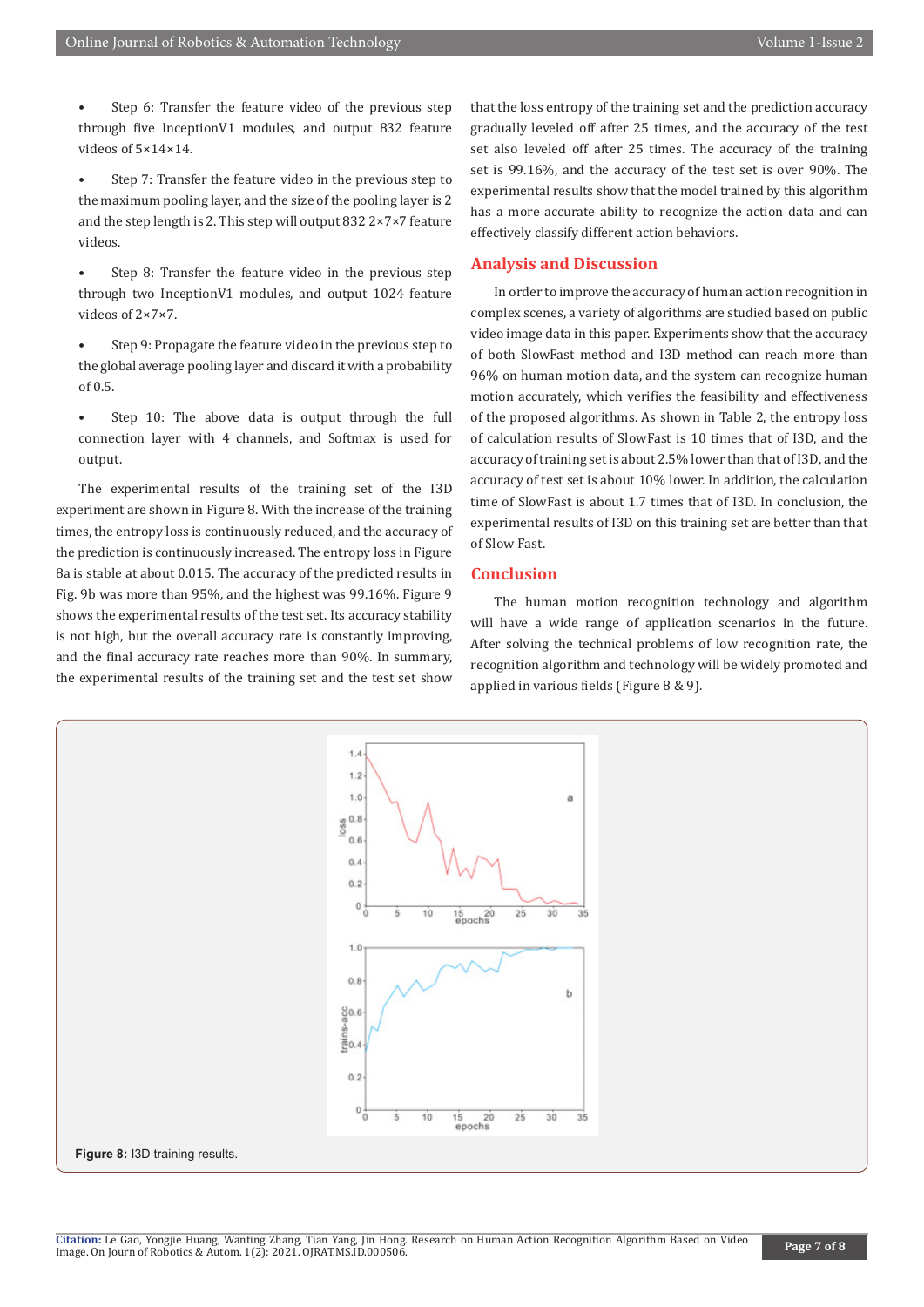- Step 6: Transfer the feature video of the previous step through five InceptionV1 modules, and output 832 feature videos of 5×14×14.

- Step 7: Transfer the feature video in the previous step to the maximum pooling layer, and the size of the pooling layer is 2 and the step length is 2. This step will output 832 2×7×7 feature videos.

- Step 8: Transfer the feature video in the previous step through two InceptionV1 modules, and output 1024 feature videos of 2×7×7.

- Step 9: Propagate the feature video in the previous step to the global average pooling layer and discard it with a probability of 0.5.

- Step 10: The above data is output through the full connection layer with 4 channels, and Softmax is used for output.

The experimental results of the training set of the I3D experiment are shown in Figure 8. With the increase of the training times, the entropy loss is continuously reduced, and the accuracy of the prediction is continuously increased. The entropy loss in Figure 8a is stable at about 0.015. The accuracy of the predicted results in Fig. 9b was more than 95%, and the highest was 99.16%. Figure 9 shows the experimental results of the test set. Its accuracy stability is not high, but the overall accuracy rate is constantly improving, and the final accuracy rate reaches more than 90%. In summary, the experimental results of the training set and the test set show that the loss entropy of the training set and the prediction accuracy gradually leveled off after 25 times, and the accuracy of the test set also leveled off after 25 times. The accuracy of the training set is 99.16%, and the accuracy of the test set is over 90%. The experimental results show that the model trained by this algorithm has a more accurate ability to recognize the action data and can effectively classify different action behaviors.

## Analysis and Discussion

In order to improve the accuracy of human action recognition in complex scenes, a variety of algorithms are studied based on public video image data in this paper. Experiments show that the accuracy of both SlowFast method and I3D method can reach more than 96% on human motion data, and the system can recognize human motion accurately, which verifies the feasibility and effectiveness of the proposed algorithms. As shown in Table 2, the entropy loss of calculation results of SlowFast is 10 times that of I3D, and the accuracy of training set is about 2.5% lower than that of I3D, and the accuracy of test set is about 10% lower. In addition, the calculation time of SlowFast is about 1.7 times that of I3D. In conclusion, the experimental results of I3D on this training set are better than that of Slow Fast.

## Conclusion

The human motion recognition technology and algorithm will have a wide range of application scenarios in the future. After solving the technical problems of low recognition rate, the recognition algorithm and technology will be widely promoted and applied in various fields (Figure 8 & 9).

**Figure 8:** I3D training results.

**Citation:** Le Gao, Yongjie Huang, Wanting Zhang, Tian Yang, Jin Hong. Research on Human Action Recognition Algorithm Based on Video Image. On Journ of Robotics & Autom. 1(2): 2021. OJRAT.MS.ID.000506.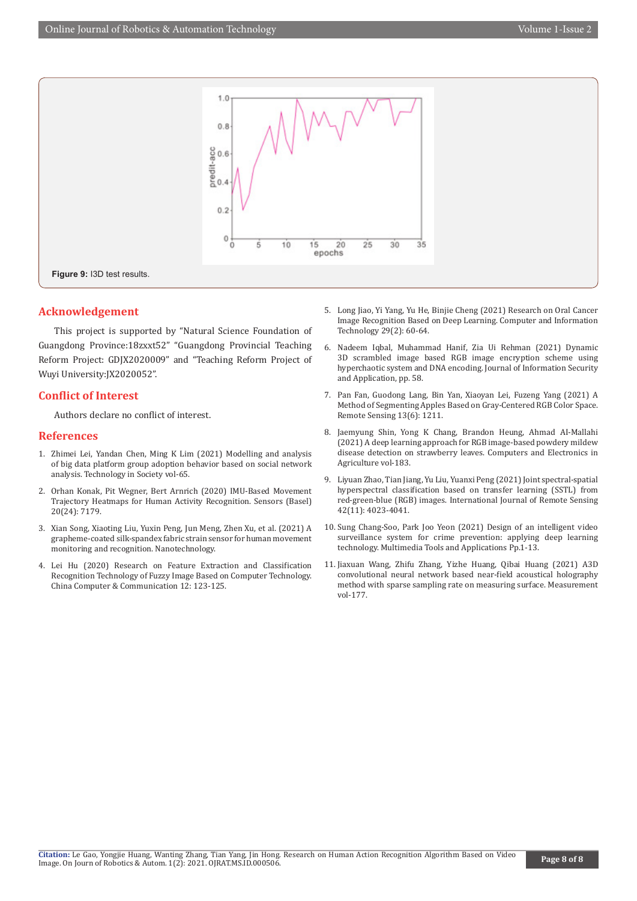1.0
0.8
0.6
0.4
0.2
0
predit-acc
0 5 10 15 20 25 30 35
epochs

**Figure 9:** I3D test results.

## Acknowledgement

This project is supported by "Natural Science Foundation of Guangdong Province:18zxxt52" "Guangdong Provincial Teaching Reform Project: GDJX2020009" and "Teaching Reform Project of Wuyi University:JX2020052".

## Conflict of Interest

Authors declare no conflict of interest.

## References

1. Zhimei Lei, Yandan Chen, Ming K Lim (2021) Modelling and analysis of big data platform group adoption behavior based on social network analysis. Technology in Society vol-65.
2. Orhan Konak, Pit Wegner, Bert Arnrich (2020) IMU-Based Movement Trajectory Heatmaps for Human Activity Recognition. Sensors (Basel) 20(24): 7179.
3. Xian Song, Xiaoting Liu, Yuxin Peng, Jun Meng, Zhen Xu, et al. (2021) A grapheme-coated silk-spandex fabric strain sensor for human movement monitoring and recognition. Nanotechnology.
4. Lei Hu (2020) Research on Feature Extraction and Classification Recognition Technology of Fuzzy Image Based on Computer Technology. China Computer & Communication 12: 123-125.
5. Long Jiao, Yi Yang, Yu He, Binjie Cheng (2021) Research on Oral Cancer Image Recognition Based on Deep Learning. Computer and Information Technology 29(2): 60-64.
6. Nadeem Iqbal, Muhammad Hanif, Zia Ui Rehman (2021) Dynamic 3D scrambled image based RGB image encryption scheme using hyperchaotic system and DNA encoding. Journal of Information Security and Application, pp. 58.
7. Pan Fan, Guodong Lang, Bin Yan, Xiaoyan Lei, Fuzeng Yang (2021) A Method of Segmenting Apples Based on Gray-Centered RGB Color Space. Remote Sensing 13(6): 1211.
8. Jaemyung Shin, Yong K Chang, Brandon Heung, Ahmad Al-Mallahi (2021) A deep learning approach for RGB image-based powdery mildew disease detection on strawberry leaves. Computers and Electronics in Agriculture vol-183.
9. Liyuan Zhao, Tian Jiang, Yu Liu, Yuanxi Peng (2021) Joint spectral-spatial hyperspectral classification based on transfer learning (SSTL) from red-green-blue (RGB) images. International Journal of Remote Sensing 42(11): 4023-4041.
10. Sung Chang-Soo, Park Joo Yeon (2021) Design of an intelligent video surveillance system for crime prevention: applying deep learning technology. Multimedia Tools and Applications Pp.1-13.
11. Jiaxuan Wang, Zhifu Zhang, Yizhe Huang, Qibai Huang (2021) A3D convolutional neural network based near-field acoustical holography method with sparse sampling rate on measuring surface. Measurement vol-177.

**Citation:** Le Gao, Yongjie Huang, Wanting Zhang, Tian Yang, Jin Hong. Research on Human Action Recognition Algorithm Based on Video Image. On Journ of Robotics & Autom. 1(2): 2021. OJRAT.MS.ID.000506.